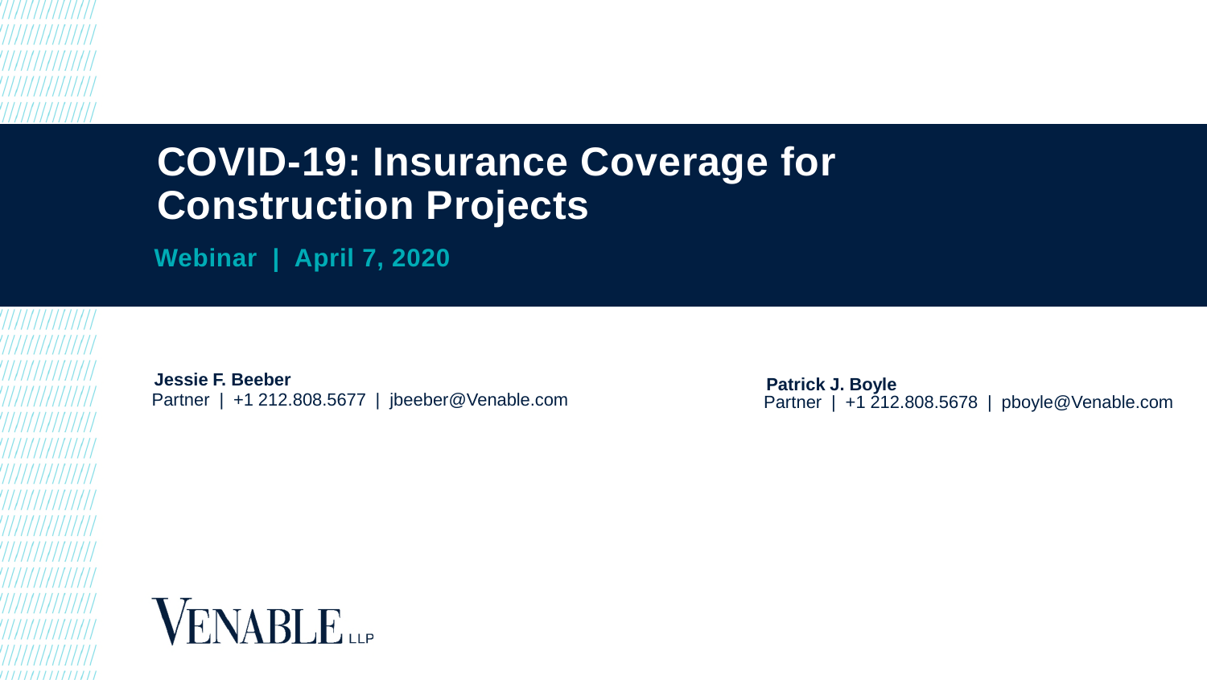# COVID-19: Insurance Coverage for Construction Projects

**Webinar | April 7, 2020**

**Jessie F. Beeber**
Partner | +1 212.808.5677 | jbeeber@Venable.com

**Patrick J. Boyle**
Partner | +1 212.808.5678 | pboyle@Venable.com

VENABLE LLP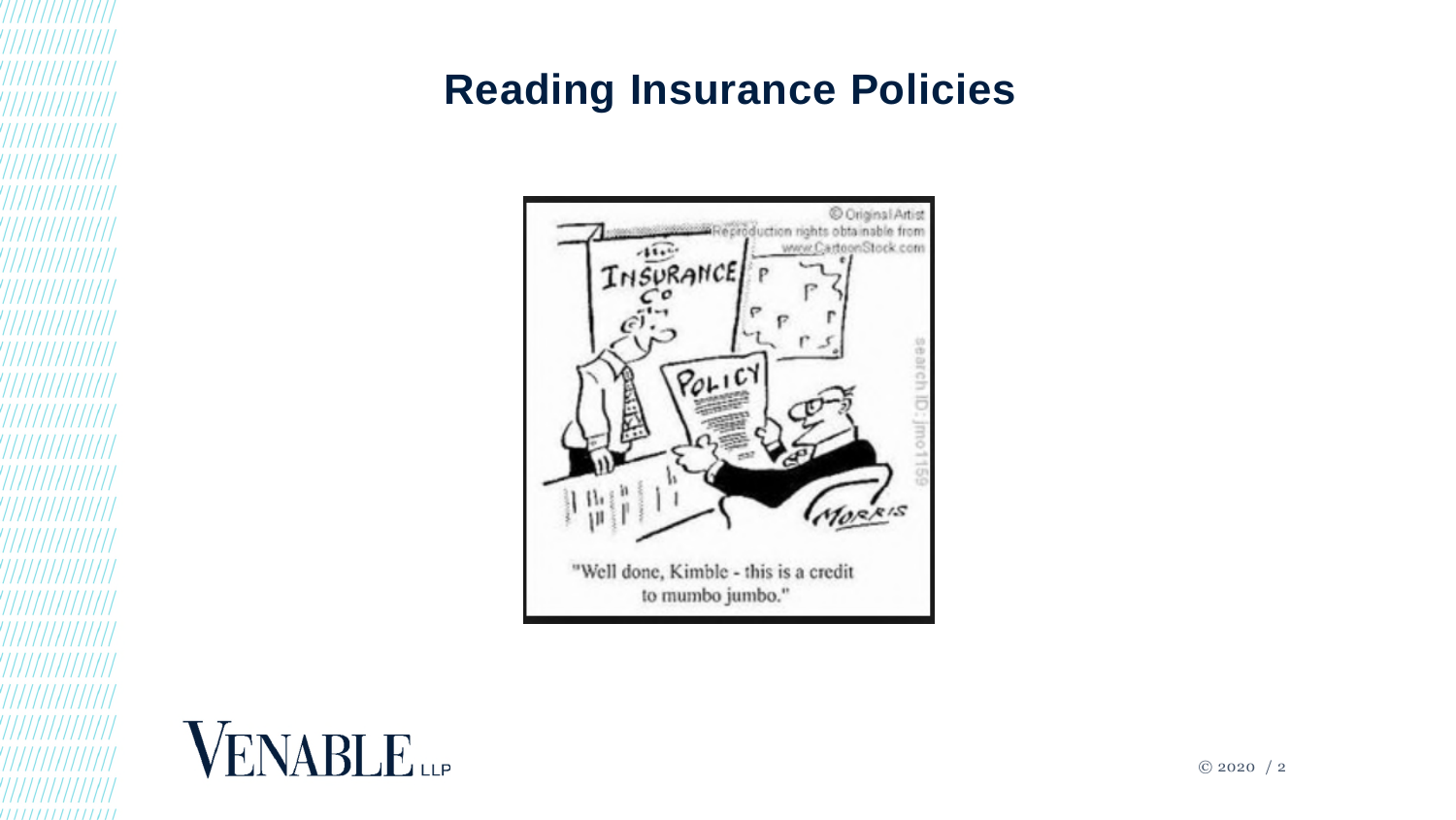## Reading Insurance Policies

"Well done, Kimble - this is a credit to mumbo jumbo."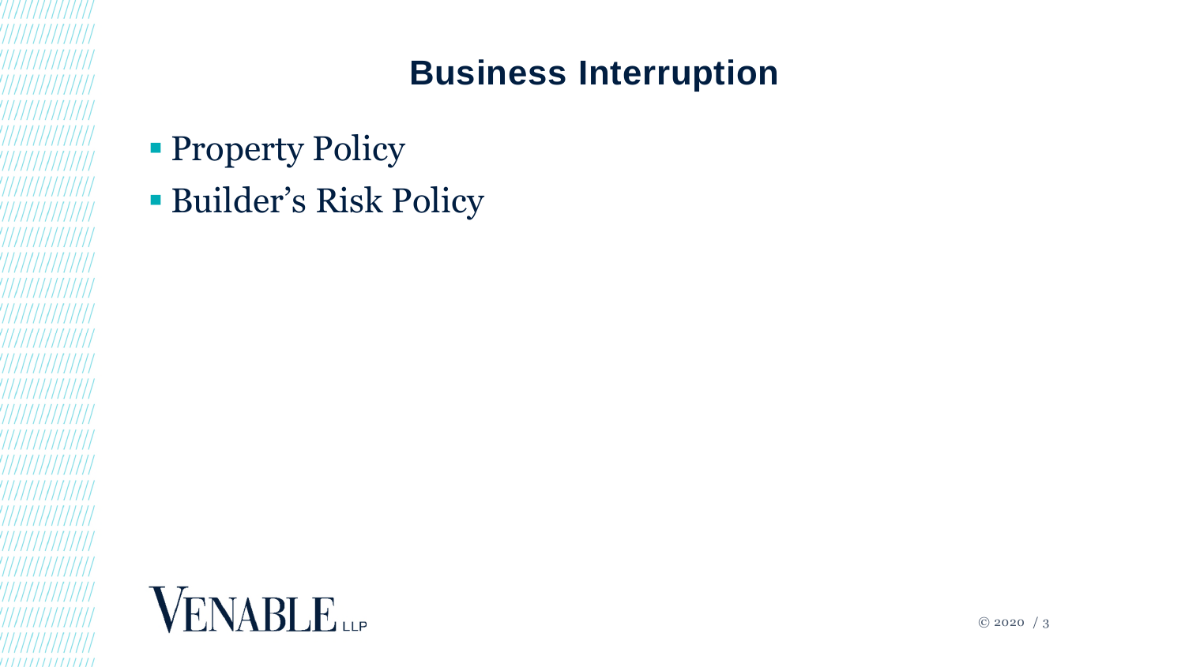# Business Interruption

- Property Policy
- Builder's Risk Policy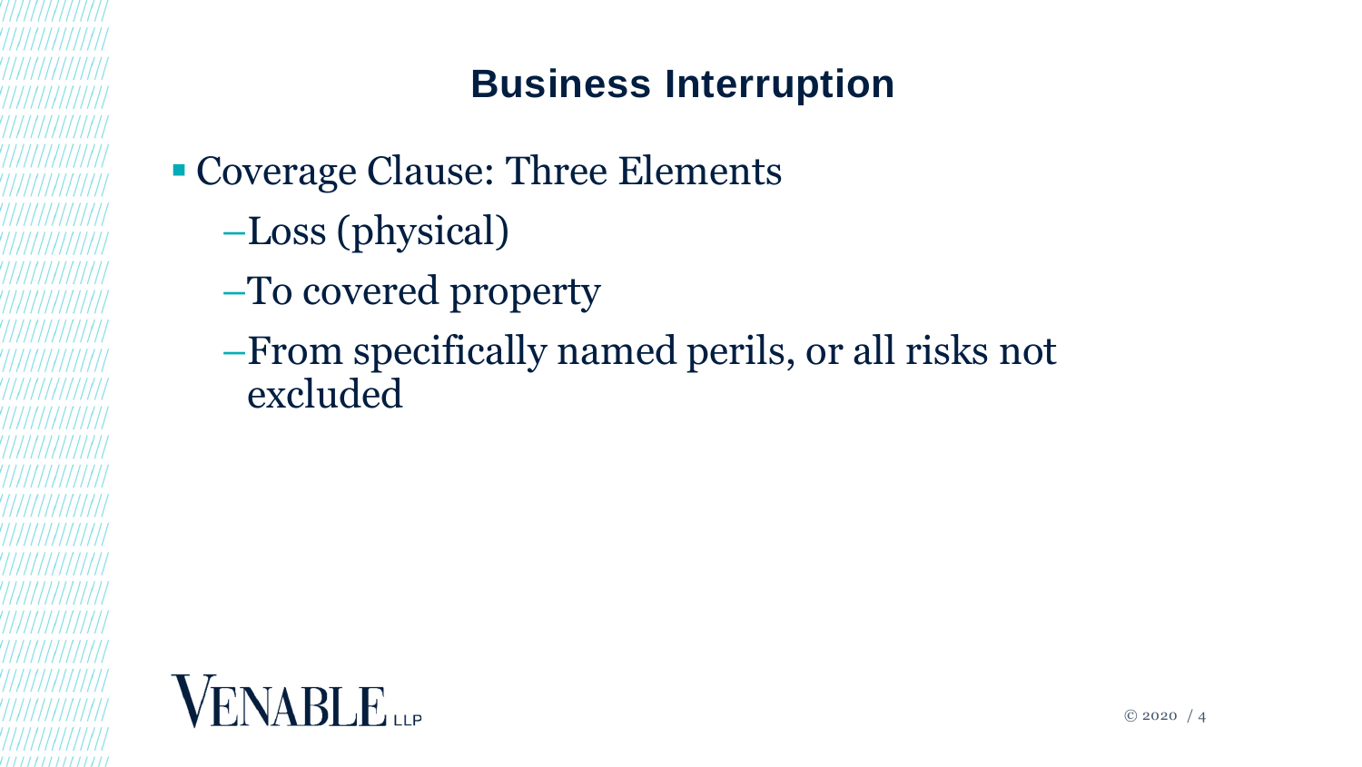## Business Interruption

- Coverage Clause: Three Elements
  - Loss (physical)
  - To covered property
  - From specifically named perils, or all risks not excluded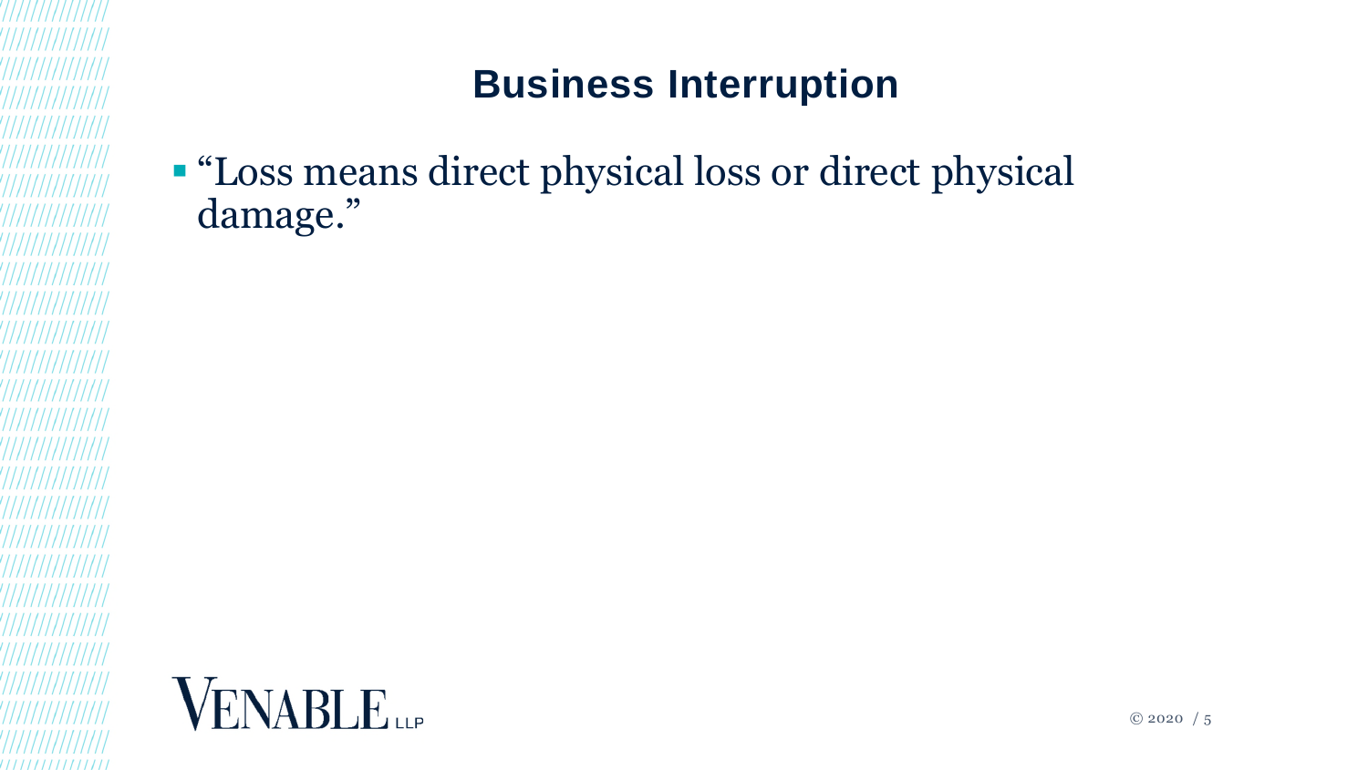# Business Interruption

- "Loss means direct physical loss or direct physical damage."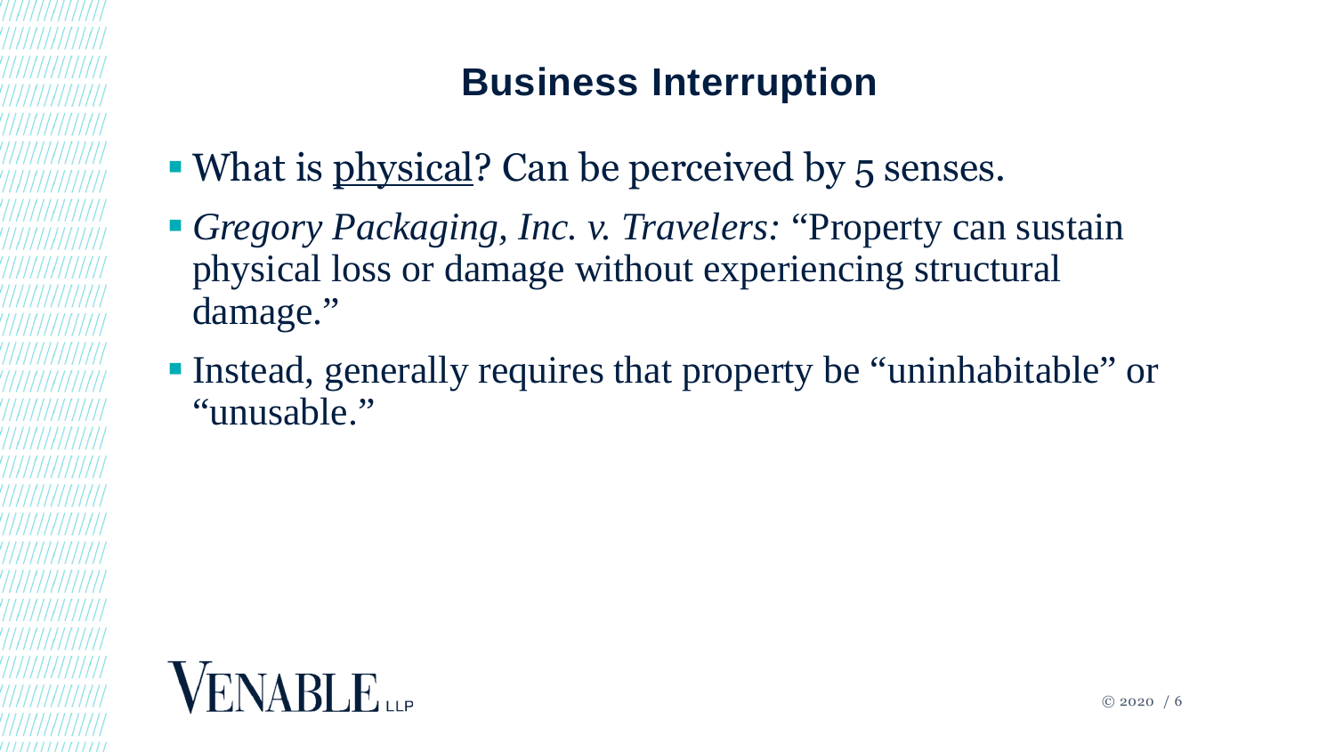## Business Interruption

- What is <u>physical</u>? Can be perceived by 5 senses.
- *Gregory Packaging, Inc. v. Travelers:* "Property can sustain physical loss or damage without experiencing structural damage."
- Instead, generally requires that property be "uninhabitable" or "unusable."

VENABLE LLP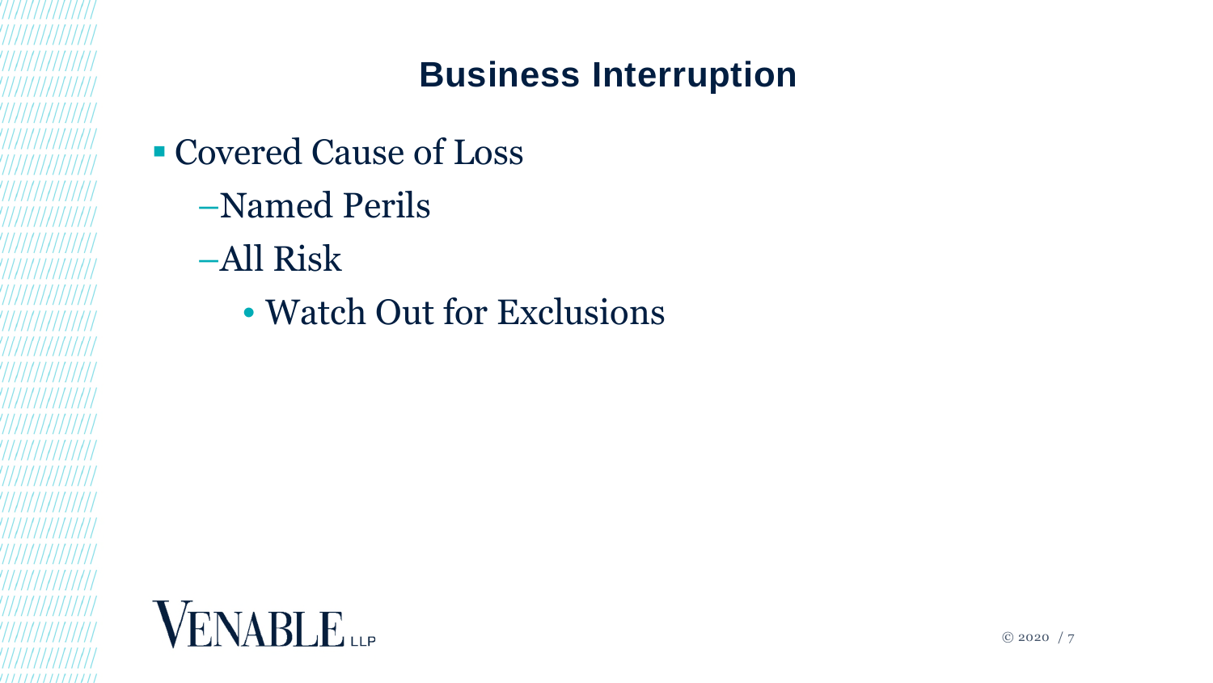## Business Interruption

- Covered Cause of Loss
  - Named Perils
  - All Risk
    - Watch Out for Exclusions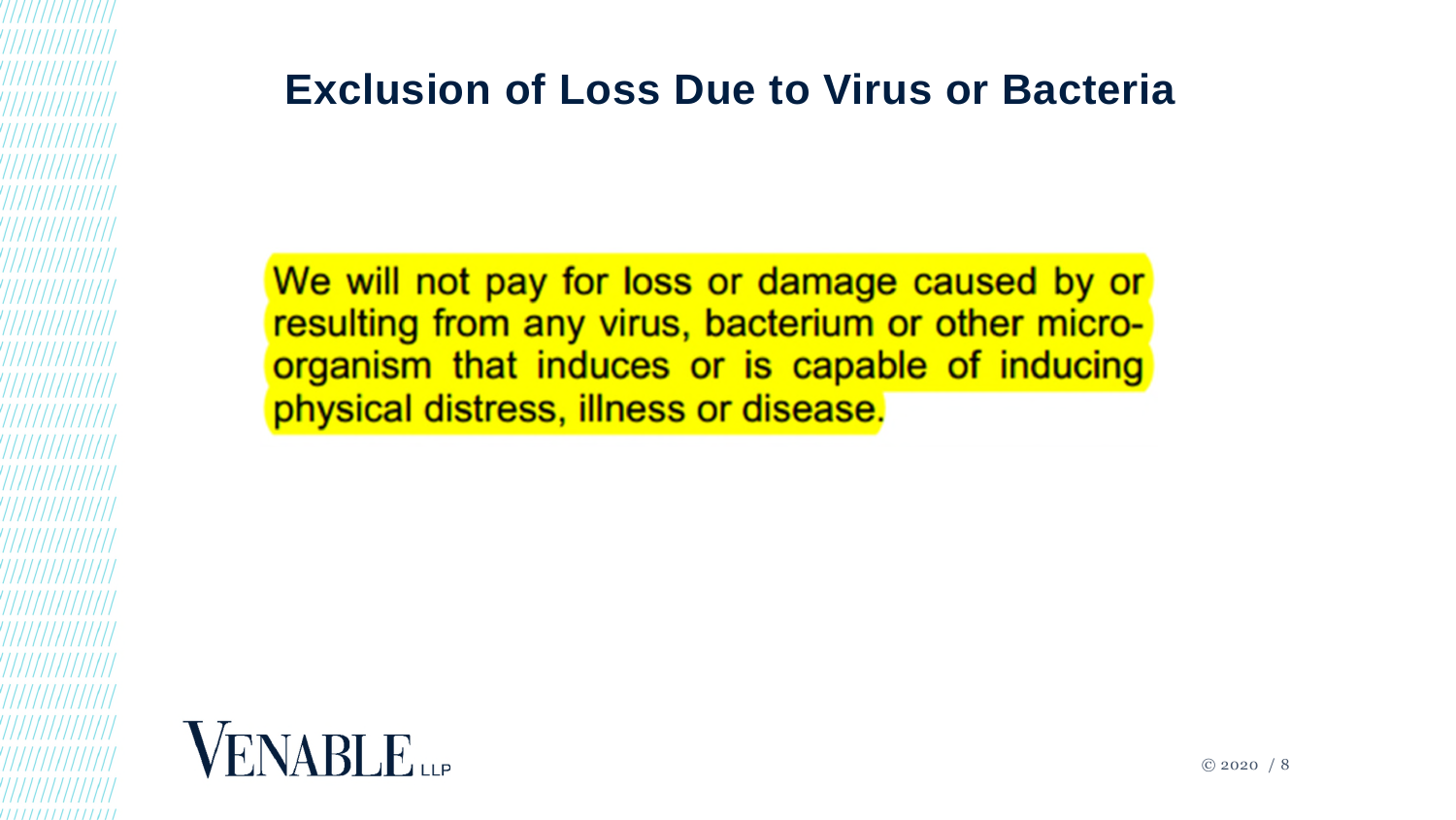# Exclusion of Loss Due to Virus or Bacteria

We will not pay for loss or damage caused by or resulting from any virus, bacterium or other micro-organism that induces or is capable of inducing physical distress, illness or disease.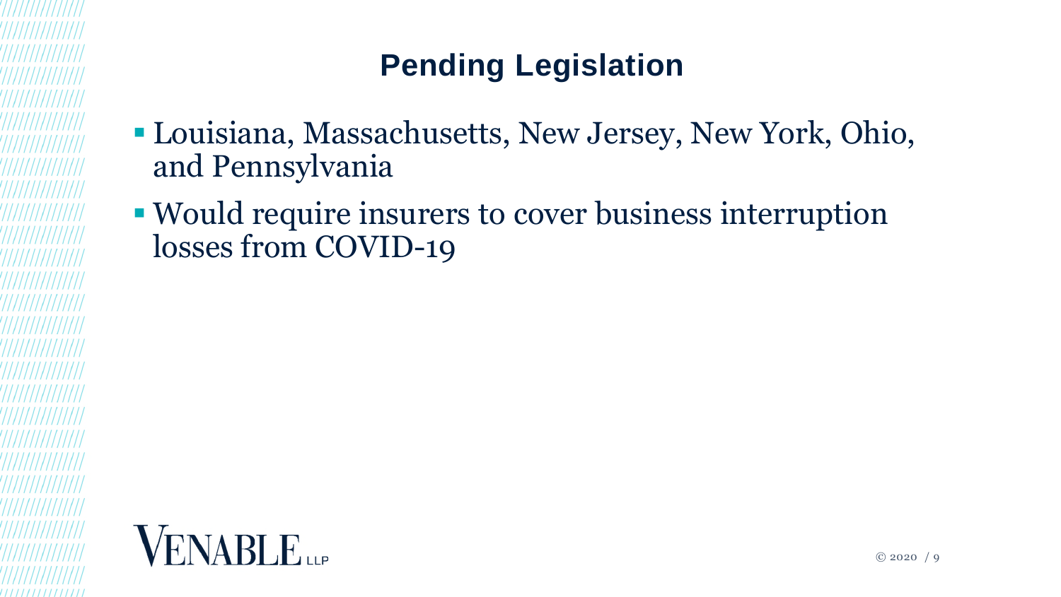## Pending Legislation

- Louisiana, Massachusetts, New Jersey, New York, Ohio, and Pennsylvania
- Would require insurers to cover business interruption losses from COVID-19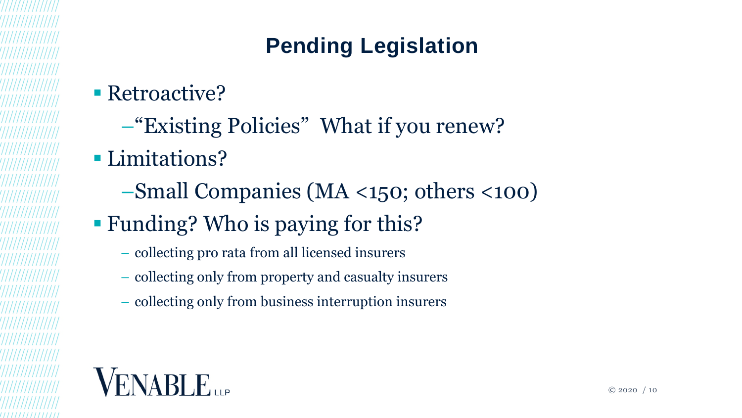# Pending Legislation

- Retroactive?
  - "Existing Policies" What if you renew?
- Limitations?
  - Small Companies (MA <150; others <100)
- Funding? Who is paying for this?
  - collecting pro rata from all licensed insurers
  - collecting only from property and casualty insurers
  - collecting only from business interruption insurers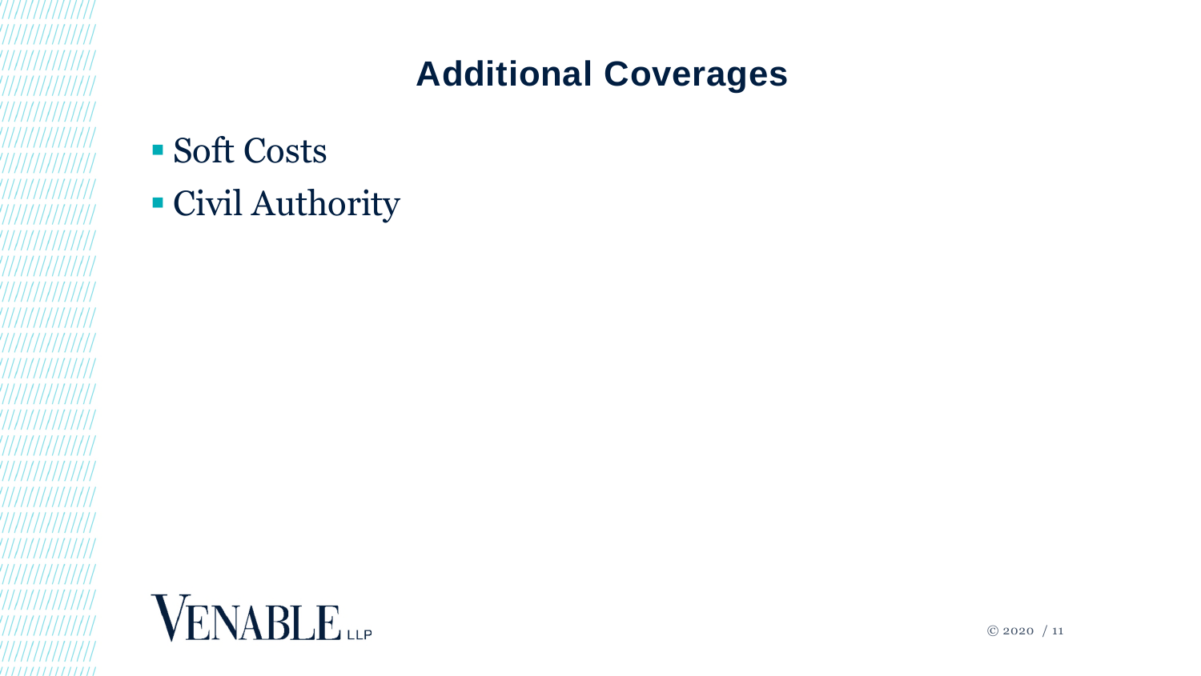## Additional Coverages

- Soft Costs
- Civil Authority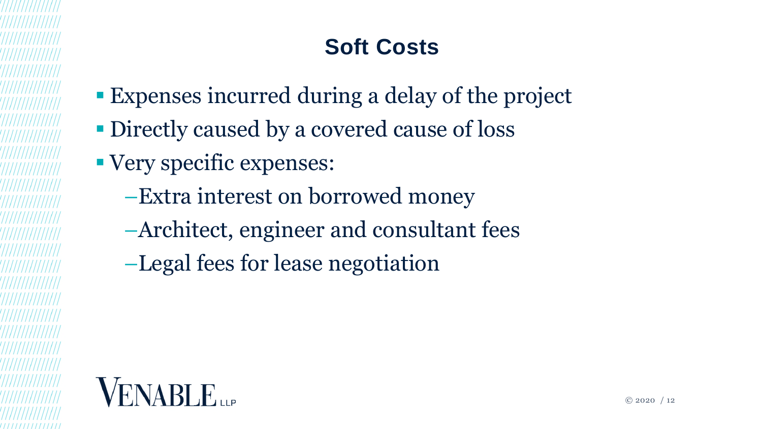## Soft Costs

- Expenses incurred during a delay of the project
- Directly caused by a covered cause of loss
- Very specific expenses:
  - Extra interest on borrowed money
  - Architect, engineer and consultant fees
  - Legal fees for lease negotiation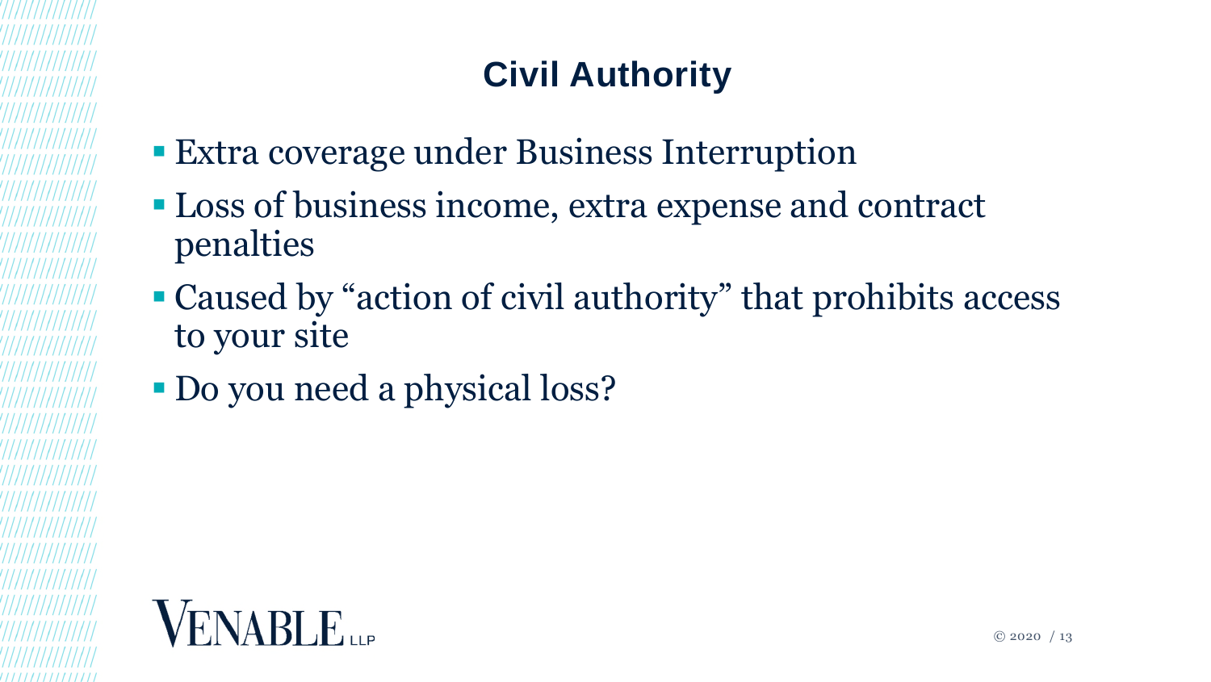# Civil Authority

- Extra coverage under Business Interruption
- Loss of business income, extra expense and contract penalties
- Caused by "action of civil authority" that prohibits access to your site
- Do you need a physical loss?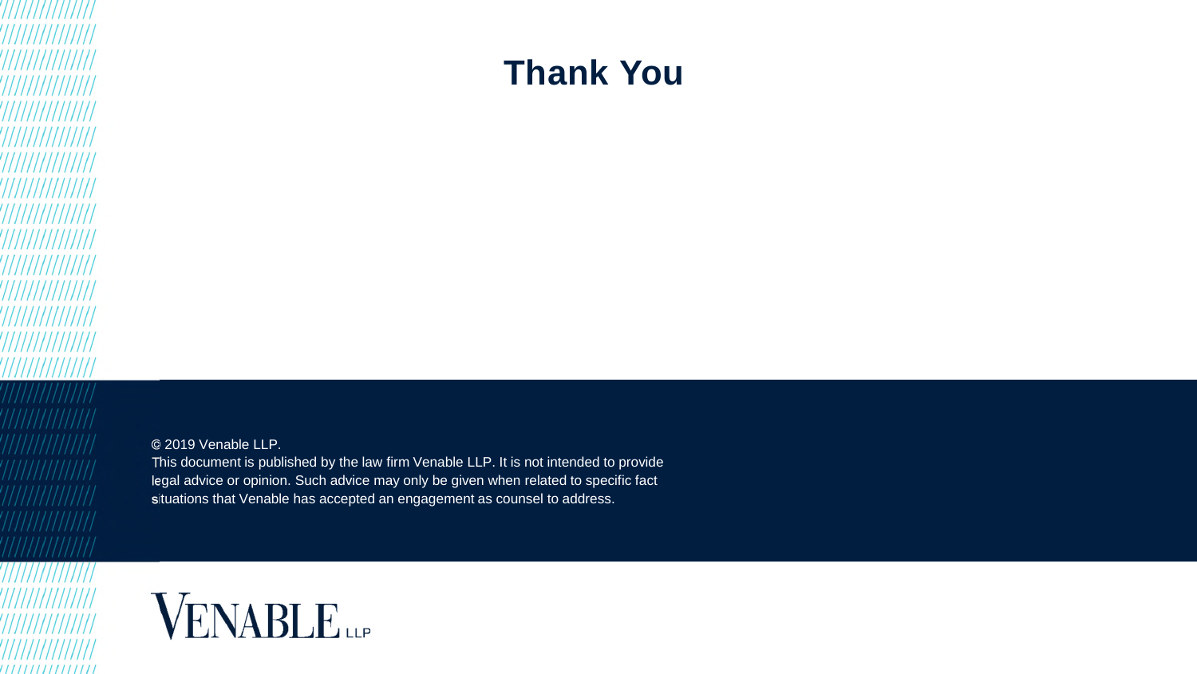# Thank You

© 2019 Venable LLP.
This document is published by the law firm Venable LLP. It is not intended to provide legal advice or opinion. Such advice may only be given when related to specific fact situations that Venable has accepted an engagement as counsel to address.

VENABLE LLP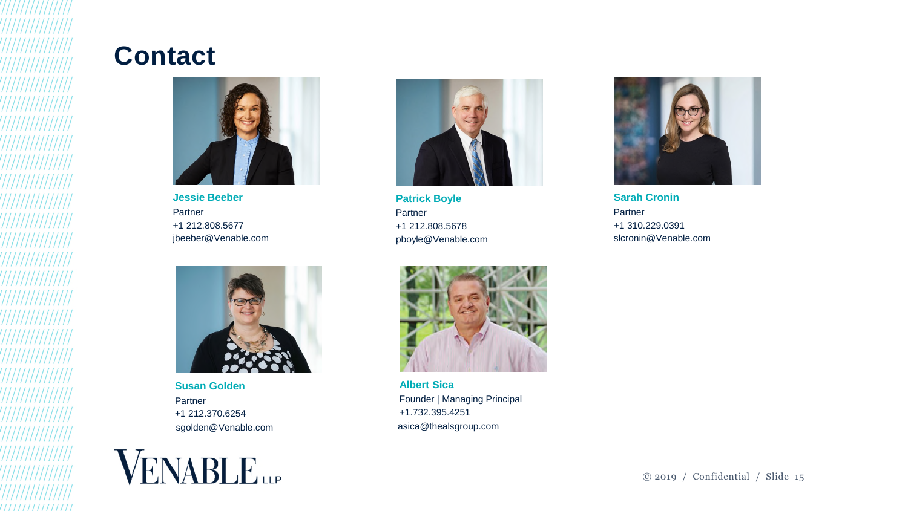# Contact

**Jessie Beeber**
Partner
+1 212.808.5677
jbeeber@Venable.com

**Patrick Boyle**
Partner
+1 212.808.5678
pboyle@Venable.com

**Sarah Cronin**
Partner
+1 310.229.0391
slcronin@Venable.com

**Susan Golden**
Partner
+1 212.370.6254
sgolden@Venable.com

**Albert Sica**
Founder | Managing Principal
+1.732.395.4251
asica@thealsgroup.com

VENABLE LLP

© 2019 / Confidential